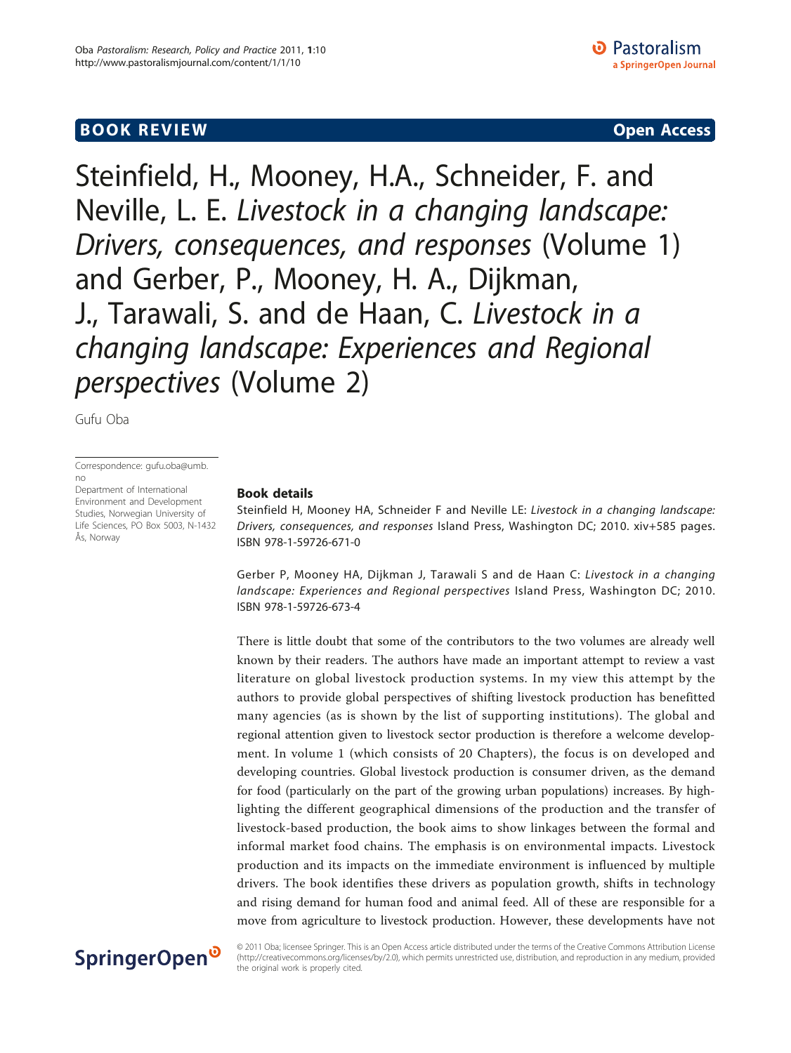**BOOK REVIEW** **Open Access**

# Steinfield, H., Mooney, H.A., Schneider, F. and Neville, L. E. *Livestock in a changing landscape: Drivers, consequences, and responses* (Volume 1) and Gerber, P., Mooney, H. A., Dijkman, J., Tarawali, S. and de Haan, C. *Livestock in a changing landscape: Experiences and Regional perspectives* (Volume 2)

Gufu Oba

Correspondence: gufu.oba@umb.no
Department of International Environment and Development Studies, Norwegian University of Life Sciences, PO Box 5003, N-1432 Ås, Norway

## Book details

Steinfield H, Mooney HA, Schneider F and Neville LE: *Livestock in a changing landscape: Drivers, consequences, and responses* Island Press, Washington DC; 2010. xiv+585 pages. ISBN 978-1-59726-671-0

Gerber P, Mooney HA, Dijkman J, Tarawali S and de Haan C: *Livestock in a changing landscape: Experiences and Regional perspectives* Island Press, Washington DC; 2010. ISBN 978-1-59726-673-4

There is little doubt that some of the contributors to the two volumes are already well known by their readers. The authors have made an important attempt to review a vast literature on global livestock production systems. In my view this attempt by the authors to provide global perspectives of shifting livestock production has benefitted many agencies (as is shown by the list of supporting institutions). The global and regional attention given to livestock sector production is therefore a welcome development. In volume 1 (which consists of 20 Chapters), the focus is on developed and developing countries. Global livestock production is consumer driven, as the demand for food (particularly on the part of the growing urban populations) increases. By highlighting the different geographical dimensions of the production and the transfer of livestock-based production, the book aims to show linkages between the formal and informal market food chains. The emphasis is on environmental impacts. Livestock production and its impacts on the immediate environment is influenced by multiple drivers. The book identifies these drivers as population growth, shifts in technology and rising demand for human food and animal feed. All of these are responsible for a move from agriculture to livestock production. However, these developments have not

© 2011 Oba; licensee Springer. This is an Open Access article distributed under the terms of the Creative Commons Attribution License (http://creativecommons.org/licenses/by/2.0), which permits unrestricted use, distribution, and reproduction in any medium, provided the original work is properly cited.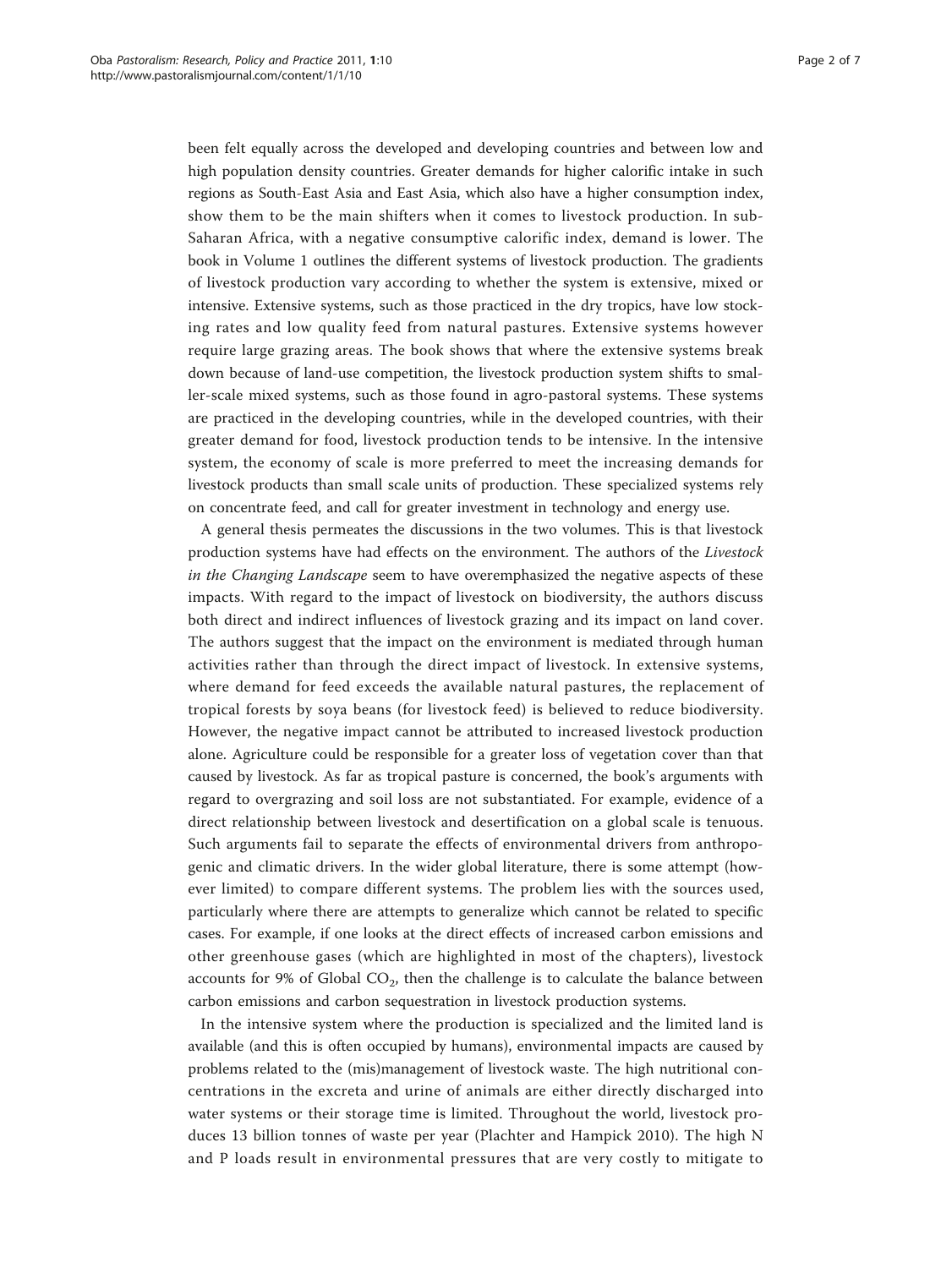been felt equally across the developed and developing countries and between low and high population density countries. Greater demands for higher calorific intake in such regions as South-East Asia and East Asia, which also have a higher consumption index, show them to be the main shifters when it comes to livestock production. In sub-Saharan Africa, with a negative consumptive calorific index, demand is lower. The book in Volume 1 outlines the different systems of livestock production. The gradients of livestock production vary according to whether the system is extensive, mixed or intensive. Extensive systems, such as those practiced in the dry tropics, have low stocking rates and low quality feed from natural pastures. Extensive systems however require large grazing areas. The book shows that where the extensive systems break down because of land-use competition, the livestock production system shifts to smaller-scale mixed systems, such as those found in agro-pastoral systems. These systems are practiced in the developing countries, while in the developed countries, with their greater demand for food, livestock production tends to be intensive. In the intensive system, the economy of scale is more preferred to meet the increasing demands for livestock products than small scale units of production. These specialized systems rely on concentrate feed, and call for greater investment in technology and energy use.

A general thesis permeates the discussions in the two volumes. This is that livestock production systems have had effects on the environment. The authors of the *Livestock in the Changing Landscape* seem to have overemphasized the negative aspects of these impacts. With regard to the impact of livestock on biodiversity, the authors discuss both direct and indirect influences of livestock grazing and its impact on land cover. The authors suggest that the impact on the environment is mediated through human activities rather than through the direct impact of livestock. In extensive systems, where demand for feed exceeds the available natural pastures, the replacement of tropical forests by soya beans (for livestock feed) is believed to reduce biodiversity. However, the negative impact cannot be attributed to increased livestock production alone. Agriculture could be responsible for a greater loss of vegetation cover than that caused by livestock. As far as tropical pasture is concerned, the book's arguments with regard to overgrazing and soil loss are not substantiated. For example, evidence of a direct relationship between livestock and desertification on a global scale is tenuous. Such arguments fail to separate the effects of environmental drivers from anthropogenic and climatic drivers. In the wider global literature, there is some attempt (however limited) to compare different systems. The problem lies with the sources used, particularly where there are attempts to generalize which cannot be related to specific cases. For example, if one looks at the direct effects of increased carbon emissions and other greenhouse gases (which are highlighted in most of the chapters), livestock accounts for 9% of Global $CO_2$, then the challenge is to calculate the balance between carbon emissions and carbon sequestration in livestock production systems.

In the intensive system where the production is specialized and the limited land is available (and this is often occupied by humans), environmental impacts are caused by problems related to the (mis)management of livestock waste. The high nutritional concentrations in the excreta and urine of animals are either directly discharged into water systems or their storage time is limited. Throughout the world, livestock produces 13 billion tonnes of waste per year (Plachter and Hampick 2010). The high N and P loads result in environmental pressures that are very costly to mitigate to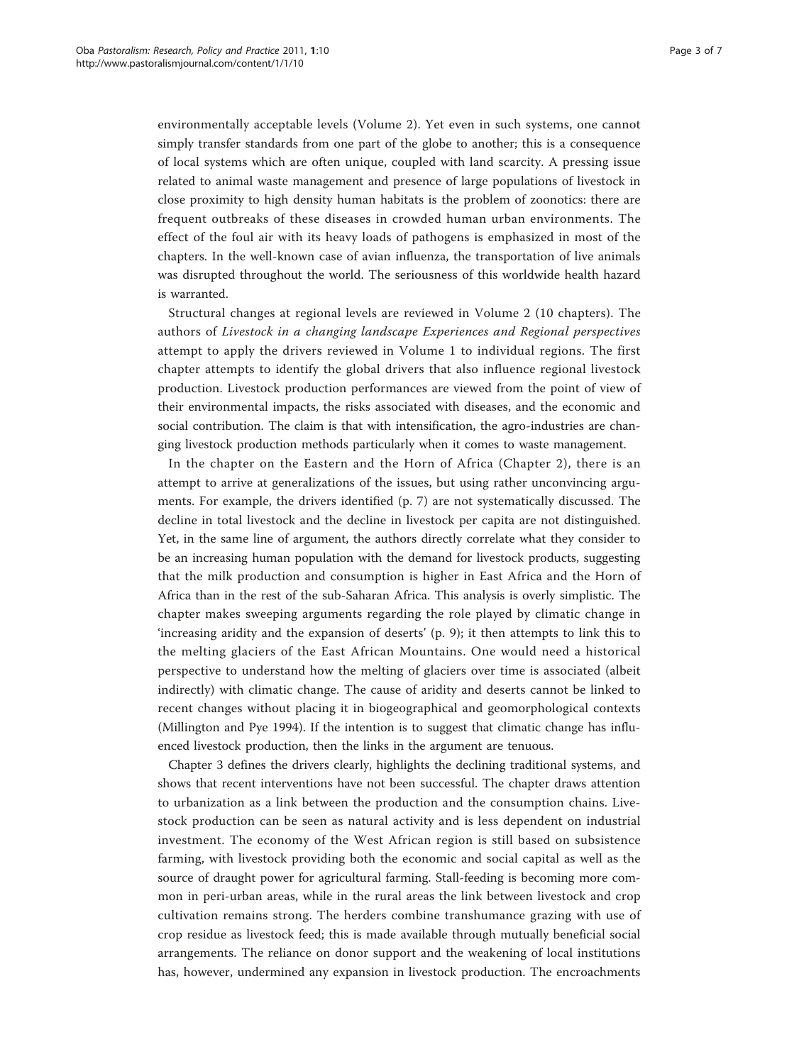environmentally acceptable levels (Volume 2). Yet even in such systems, one cannot simply transfer standards from one part of the globe to another; this is a consequence of local systems which are often unique, coupled with land scarcity. A pressing issue related to animal waste management and presence of large populations of livestock in close proximity to high density human habitats is the problem of zoonotics: there are frequent outbreaks of these diseases in crowded human urban environments. The effect of the foul air with its heavy loads of pathogens is emphasized in most of the chapters. In the well-known case of avian influenza, the transportation of live animals was disrupted throughout the world. The seriousness of this worldwide health hazard is warranted.

Structural changes at regional levels are reviewed in Volume 2 (10 chapters). The authors of *Livestock in a changing landscape Experiences and Regional perspectives* attempt to apply the drivers reviewed in Volume 1 to individual regions. The first chapter attempts to identify the global drivers that also influence regional livestock production. Livestock production performances are viewed from the point of view of their environmental impacts, the risks associated with diseases, and the economic and social contribution. The claim is that with intensification, the agro-industries are changing livestock production methods particularly when it comes to waste management.

In the chapter on the Eastern and the Horn of Africa (Chapter 2), there is an attempt to arrive at generalizations of the issues, but using rather unconvincing arguments. For example, the drivers identified (p. 7) are not systematically discussed. The decline in total livestock and the decline in livestock per capita are not distinguished. Yet, in the same line of argument, the authors directly correlate what they consider to be an increasing human population with the demand for livestock products, suggesting that the milk production and consumption is higher in East Africa and the Horn of Africa than in the rest of the sub-Saharan Africa. This analysis is overly simplistic. The chapter makes sweeping arguments regarding the role played by climatic change in 'increasing aridity and the expansion of deserts' (p. 9); it then attempts to link this to the melting glaciers of the East African Mountains. One would need a historical perspective to understand how the melting of glaciers over time is associated (albeit indirectly) with climatic change. The cause of aridity and deserts cannot be linked to recent changes without placing it in biogeographical and geomorphological contexts (Millington and Pye 1994). If the intention is to suggest that climatic change has influenced livestock production, then the links in the argument are tenuous.

Chapter 3 defines the drivers clearly, highlights the declining traditional systems, and shows that recent interventions have not been successful. The chapter draws attention to urbanization as a link between the production and the consumption chains. Livestock production can be seen as natural activity and is less dependent on industrial investment. The economy of the West African region is still based on subsistence farming, with livestock providing both the economic and social capital as well as the source of draught power for agricultural farming. Stall-feeding is becoming more common in peri-urban areas, while in the rural areas the link between livestock and crop cultivation remains strong. The herders combine transhumance grazing with use of crop residue as livestock feed; this is made available through mutually beneficial social arrangements. The reliance on donor support and the weakening of local institutions has, however, undermined any expansion in livestock production. The encroachments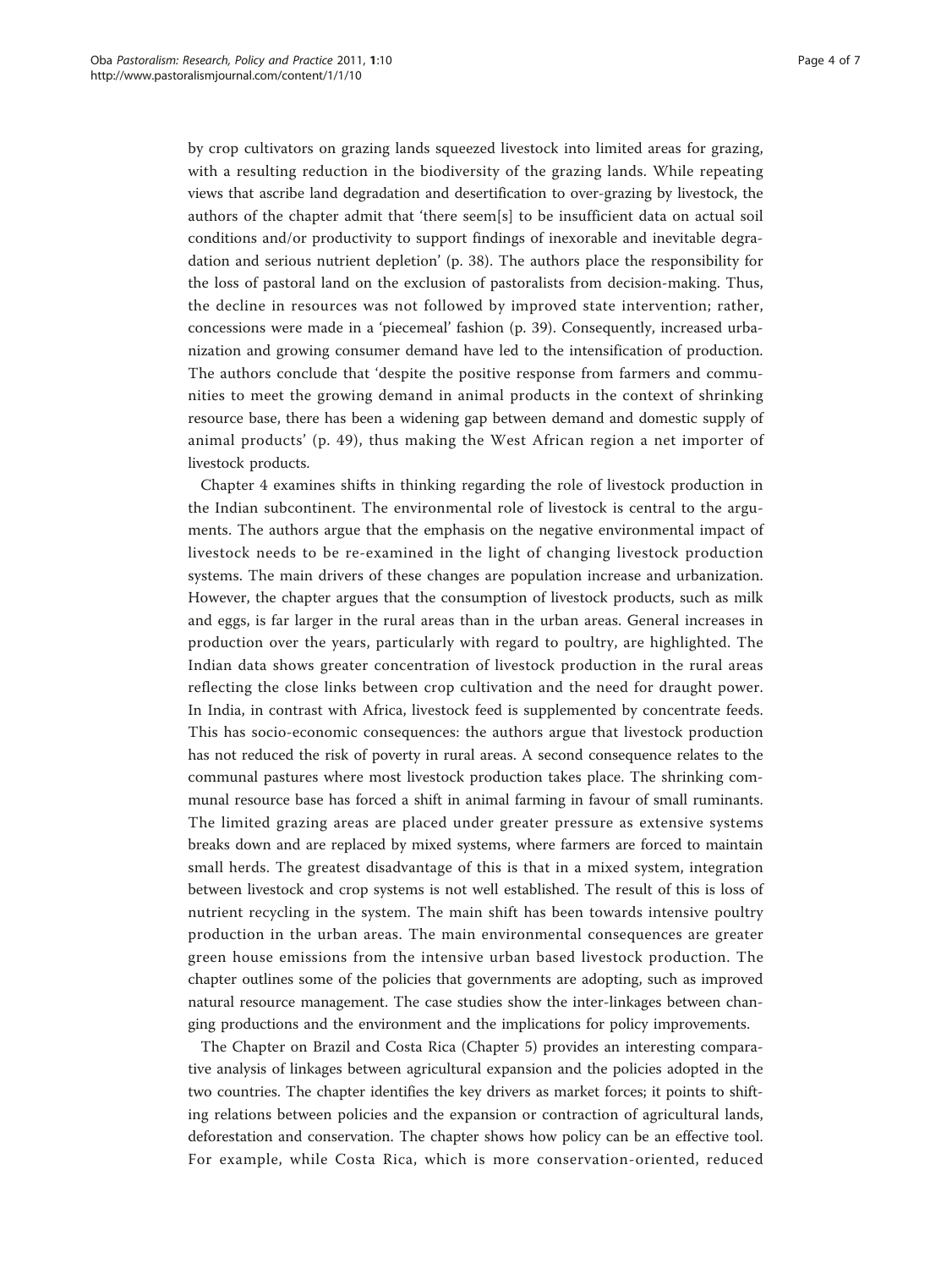by crop cultivators on grazing lands squeezed livestock into limited areas for grazing, with a resulting reduction in the biodiversity of the grazing lands. While repeating views that ascribe land degradation and desertification to over-grazing by livestock, the authors of the chapter admit that 'there seem[s] to be insufficient data on actual soil conditions and/or productivity to support findings of inexorable and inevitable degradation and serious nutrient depletion' (p. 38). The authors place the responsibility for the loss of pastoral land on the exclusion of pastoralists from decision-making. Thus, the decline in resources was not followed by improved state intervention; rather, concessions were made in a 'piecemeal' fashion (p. 39). Consequently, increased urbanization and growing consumer demand have led to the intensification of production. The authors conclude that 'despite the positive response from farmers and communities to meet the growing demand in animal products in the context of shrinking resource base, there has been a widening gap between demand and domestic supply of animal products' (p. 49), thus making the West African region a net importer of livestock products.

Chapter 4 examines shifts in thinking regarding the role of livestock production in the Indian subcontinent. The environmental role of livestock is central to the arguments. The authors argue that the emphasis on the negative environmental impact of livestock needs to be re-examined in the light of changing livestock production systems. The main drivers of these changes are population increase and urbanization. However, the chapter argues that the consumption of livestock products, such as milk and eggs, is far larger in the rural areas than in the urban areas. General increases in production over the years, particularly with regard to poultry, are highlighted. The Indian data shows greater concentration of livestock production in the rural areas reflecting the close links between crop cultivation and the need for draught power. In India, in contrast with Africa, livestock feed is supplemented by concentrate feeds. This has socio-economic consequences: the authors argue that livestock production has not reduced the risk of poverty in rural areas. A second consequence relates to the communal pastures where most livestock production takes place. The shrinking communal resource base has forced a shift in animal farming in favour of small ruminants. The limited grazing areas are placed under greater pressure as extensive systems breaks down and are replaced by mixed systems, where farmers are forced to maintain small herds. The greatest disadvantage of this is that in a mixed system, integration between livestock and crop systems is not well established. The result of this is loss of nutrient recycling in the system. The main shift has been towards intensive poultry production in the urban areas. The main environmental consequences are greater green house emissions from the intensive urban based livestock production. The chapter outlines some of the policies that governments are adopting, such as improved natural resource management. The case studies show the inter-linkages between changing productions and the environment and the implications for policy improvements.

The Chapter on Brazil and Costa Rica (Chapter 5) provides an interesting comparative analysis of linkages between agricultural expansion and the policies adopted in the two countries. The chapter identifies the key drivers as market forces; it points to shifting relations between policies and the expansion or contraction of agricultural lands, deforestation and conservation. The chapter shows how policy can be an effective tool. For example, while Costa Rica, which is more conservation-oriented, reduced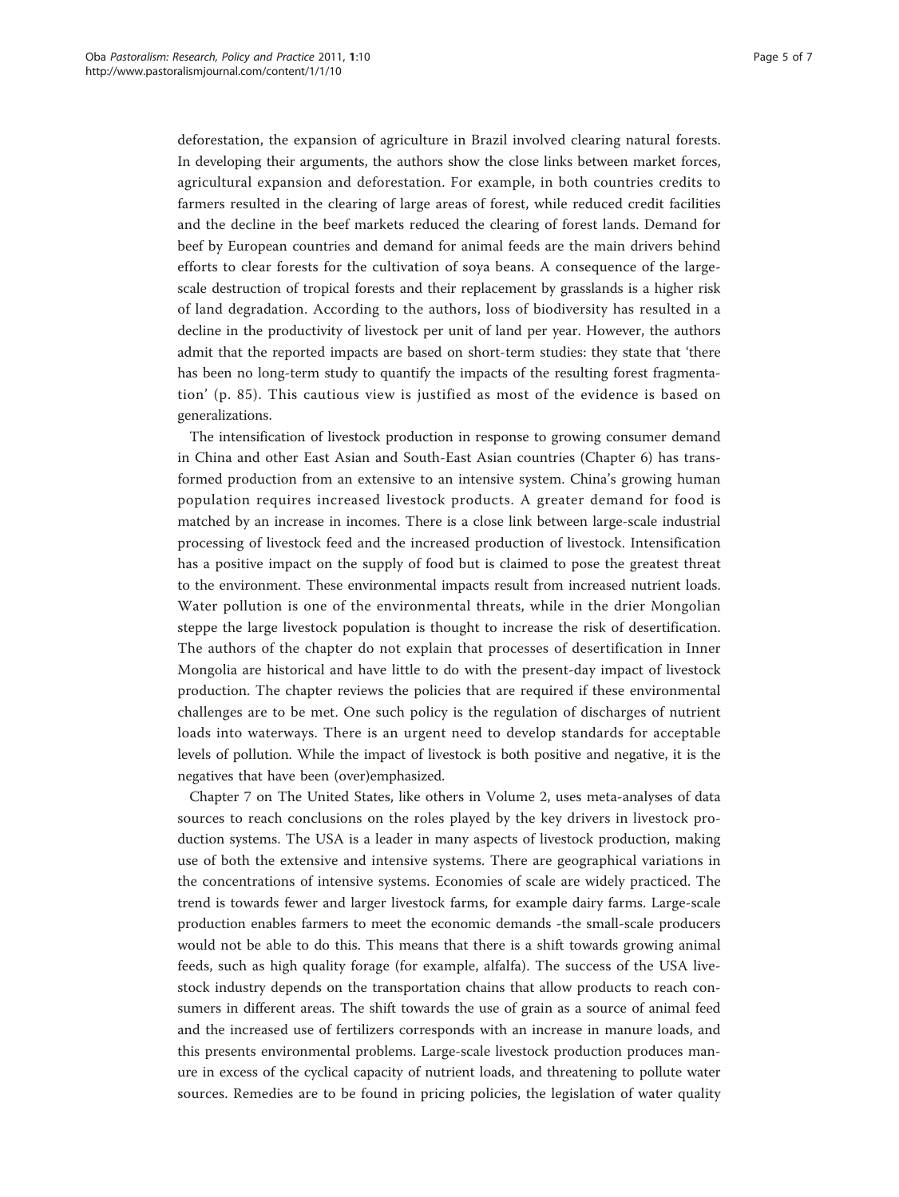deforestation, the expansion of agriculture in Brazil involved clearing natural forests. In developing their arguments, the authors show the close links between market forces, agricultural expansion and deforestation. For example, in both countries credits to farmers resulted in the clearing of large areas of forest, while reduced credit facilities and the decline in the beef markets reduced the clearing of forest lands. Demand for beef by European countries and demand for animal feeds are the main drivers behind efforts to clear forests for the cultivation of soya beans. A consequence of the large-scale destruction of tropical forests and their replacement by grasslands is a higher risk of land degradation. According to the authors, loss of biodiversity has resulted in a decline in the productivity of livestock per unit of land per year. However, the authors admit that the reported impacts are based on short-term studies: they state that 'there has been no long-term study to quantify the impacts of the resulting forest fragmentation' (p. 85). This cautious view is justified as most of the evidence is based on generalizations.

The intensification of livestock production in response to growing consumer demand in China and other East Asian and South-East Asian countries (Chapter 6) has transformed production from an extensive to an intensive system. China's growing human population requires increased livestock products. A greater demand for food is matched by an increase in incomes. There is a close link between large-scale industrial processing of livestock feed and the increased production of livestock. Intensification has a positive impact on the supply of food but is claimed to pose the greatest threat to the environment. These environmental impacts result from increased nutrient loads. Water pollution is one of the environmental threats, while in the drier Mongolian steppe the large livestock population is thought to increase the risk of desertification. The authors of the chapter do not explain that processes of desertification in Inner Mongolia are historical and have little to do with the present-day impact of livestock production. The chapter reviews the policies that are required if these environmental challenges are to be met. One such policy is the regulation of discharges of nutrient loads into waterways. There is an urgent need to develop standards for acceptable levels of pollution. While the impact of livestock is both positive and negative, it is the negatives that have been (over)emphasized.

Chapter 7 on The United States, like others in Volume 2, uses meta-analyses of data sources to reach conclusions on the roles played by the key drivers in livestock production systems. The USA is a leader in many aspects of livestock production, making use of both the extensive and intensive systems. There are geographical variations in the concentrations of intensive systems. Economies of scale are widely practiced. The trend is towards fewer and larger livestock farms, for example dairy farms. Large-scale production enables farmers to meet the economic demands -the small-scale producers would not be able to do this. This means that there is a shift towards growing animal feeds, such as high quality forage (for example, alfalfa). The success of the USA livestock industry depends on the transportation chains that allow products to reach consumers in different areas. The shift towards the use of grain as a source of animal feed and the increased use of fertilizers corresponds with an increase in manure loads, and this presents environmental problems. Large-scale livestock production produces manure in excess of the cyclical capacity of nutrient loads, and threatening to pollute water sources. Remedies are to be found in pricing policies, the legislation of water quality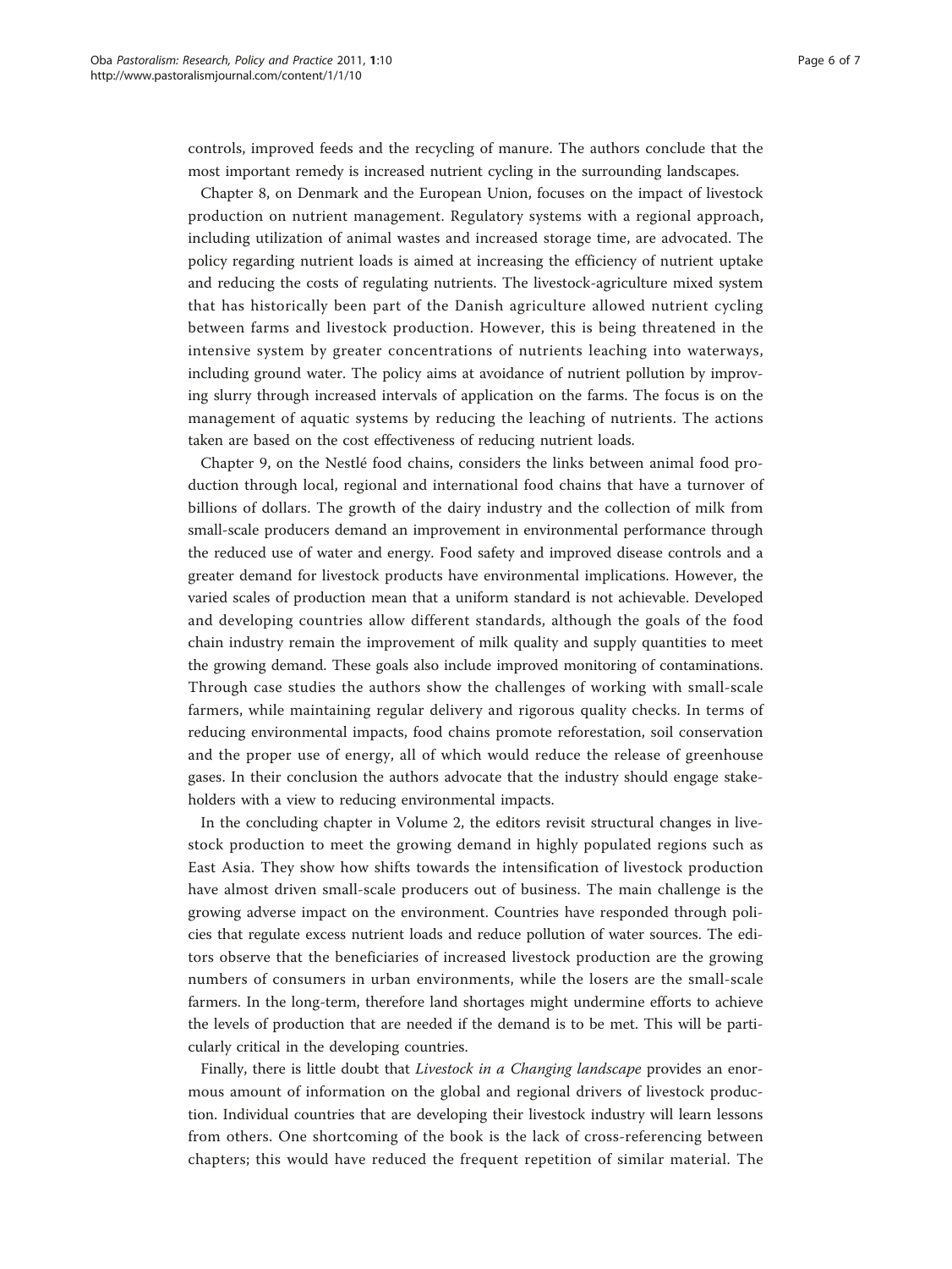controls, improved feeds and the recycling of manure. The authors conclude that the most important remedy is increased nutrient cycling in the surrounding landscapes.

Chapter 8, on Denmark and the European Union, focuses on the impact of livestock production on nutrient management. Regulatory systems with a regional approach, including utilization of animal wastes and increased storage time, are advocated. The policy regarding nutrient loads is aimed at increasing the efficiency of nutrient uptake and reducing the costs of regulating nutrients. The livestock-agriculture mixed system that has historically been part of the Danish agriculture allowed nutrient cycling between farms and livestock production. However, this is being threatened in the intensive system by greater concentrations of nutrients leaching into waterways, including ground water. The policy aims at avoidance of nutrient pollution by improving slurry through increased intervals of application on the farms. The focus is on the management of aquatic systems by reducing the leaching of nutrients. The actions taken are based on the cost effectiveness of reducing nutrient loads.

Chapter 9, on the Nestlé food chains, considers the links between animal food production through local, regional and international food chains that have a turnover of billions of dollars. The growth of the dairy industry and the collection of milk from small-scale producers demand an improvement in environmental performance through the reduced use of water and energy. Food safety and improved disease controls and a greater demand for livestock products have environmental implications. However, the varied scales of production mean that a uniform standard is not achievable. Developed and developing countries allow different standards, although the goals of the food chain industry remain the improvement of milk quality and supply quantities to meet the growing demand. These goals also include improved monitoring of contaminations. Through case studies the authors show the challenges of working with small-scale farmers, while maintaining regular delivery and rigorous quality checks. In terms of reducing environmental impacts, food chains promote reforestation, soil conservation and the proper use of energy, all of which would reduce the release of greenhouse gases. In their conclusion the authors advocate that the industry should engage stakeholders with a view to reducing environmental impacts.

In the concluding chapter in Volume 2, the editors revisit structural changes in livestock production to meet the growing demand in highly populated regions such as East Asia. They show how shifts towards the intensification of livestock production have almost driven small-scale producers out of business. The main challenge is the growing adverse impact on the environment. Countries have responded through policies that regulate excess nutrient loads and reduce pollution of water sources. The editors observe that the beneficiaries of increased livestock production are the growing numbers of consumers in urban environments, while the losers are the small-scale farmers. In the long-term, therefore land shortages might undermine efforts to achieve the levels of production that are needed if the demand is to be met. This will be particularly critical in the developing countries.

Finally, there is little doubt that *Livestock in a Changing landscape* provides an enormous amount of information on the global and regional drivers of livestock production. Individual countries that are developing their livestock industry will learn lessons from others. One shortcoming of the book is the lack of cross-referencing between chapters; this would have reduced the frequent repetition of similar material. The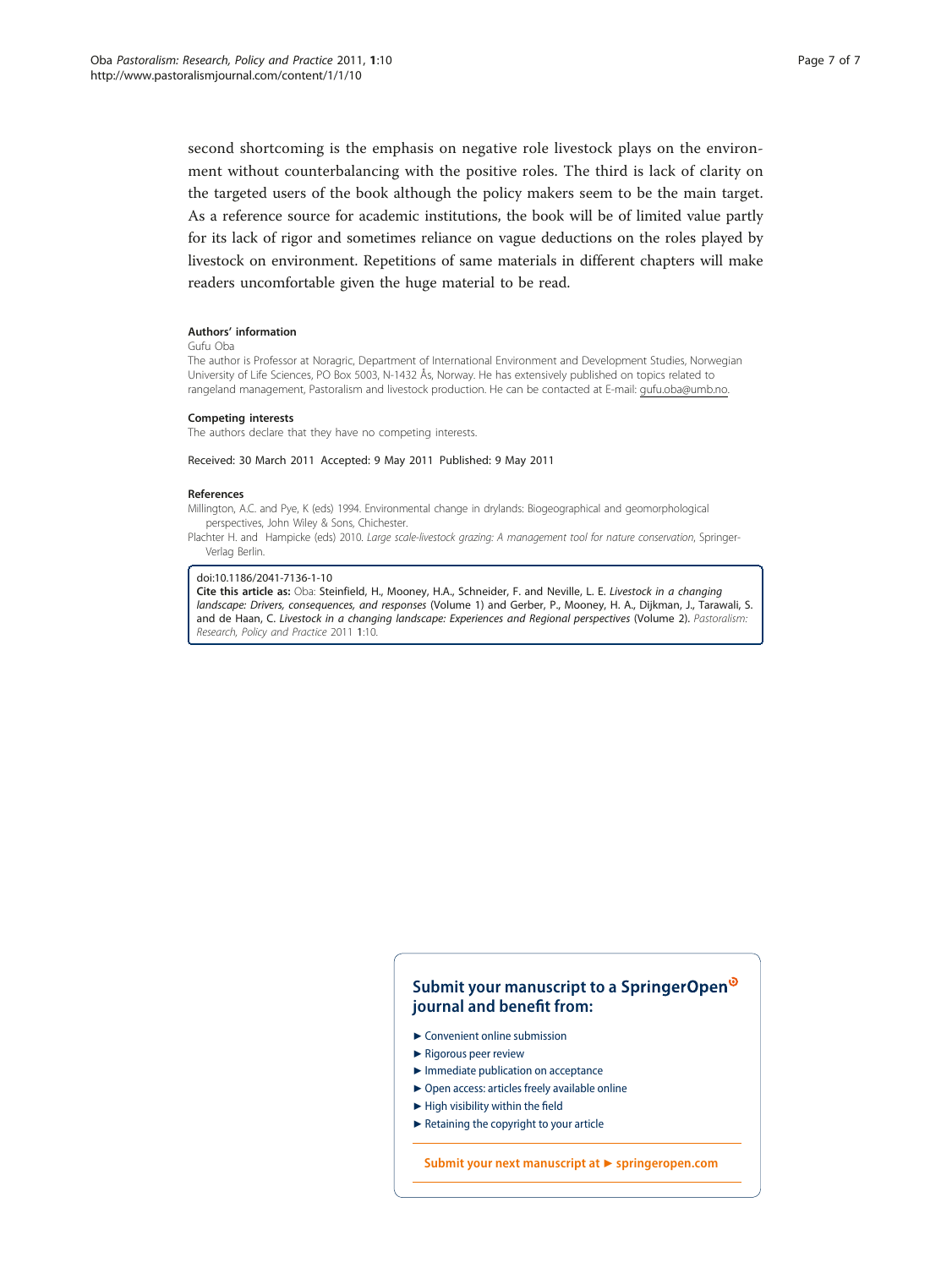second shortcoming is the emphasis on negative role livestock plays on the environment without counterbalancing with the positive roles. The third is lack of clarity on the targeted users of the book although the policy makers seem to be the main target. As a reference source for academic institutions, the book will be of limited value partly for its lack of rigor and sometimes reliance on vague deductions on the roles played by livestock on environment. Repetitions of same materials in different chapters will make readers uncomfortable given the huge material to be read.

**Authors' information**

Gufu Oba

The author is Professor at Noragric, Department of International Environment and Development Studies, Norwegian University of Life Sciences, PO Box 5003, N-1432 Ås, Norway. He has extensively published on topics related to rangeland management, Pastoralism and livestock production. He can be contacted at E-mail: gufu.oba@umb.no.

**Competing interests**

The authors declare that they have no competing interests.

Received: 30 March 2011 Accepted: 9 May 2011 Published: 9 May 2011

**References**

Millington, A.C. and Pye, K (eds) 1994. Environmental change in drylands: Biogeographical and geomorphological perspectives, John Wiley & Sons, Chichester.

Plachter H. and Hampicke (eds) 2010. *Large scale-livestock grazing: A management tool for nature conservation*, Springer-Verlag Berlin.

doi:10.1186/2041-7136-1-10

**Cite this article as:** Oba: Steinfield, H., Mooney, H.A., Schneider, F. and Neville, L. E. *Livestock in a changing landscape: Drivers, consequences, and responses* (Volume 1) and Gerber, P., Mooney, H. A., Dijkman, J., Tarawali, S. and de Haan, C. *Livestock in a changing landscape: Experiences and Regional perspectives* (Volume 2). *Pastoralism: Research, Policy and Practice* 2011 **1**:10.

**Submit your manuscript to a SpringerOpen journal and benefit from:**

- ► Convenient online submission
- ► Rigorous peer review
- ► Immediate publication on acceptance
- ► Open access: articles freely available online
- ► High visibility within the field
- ► Retaining the copyright to your article

**Submit your next manuscript at ► springeropen.com**